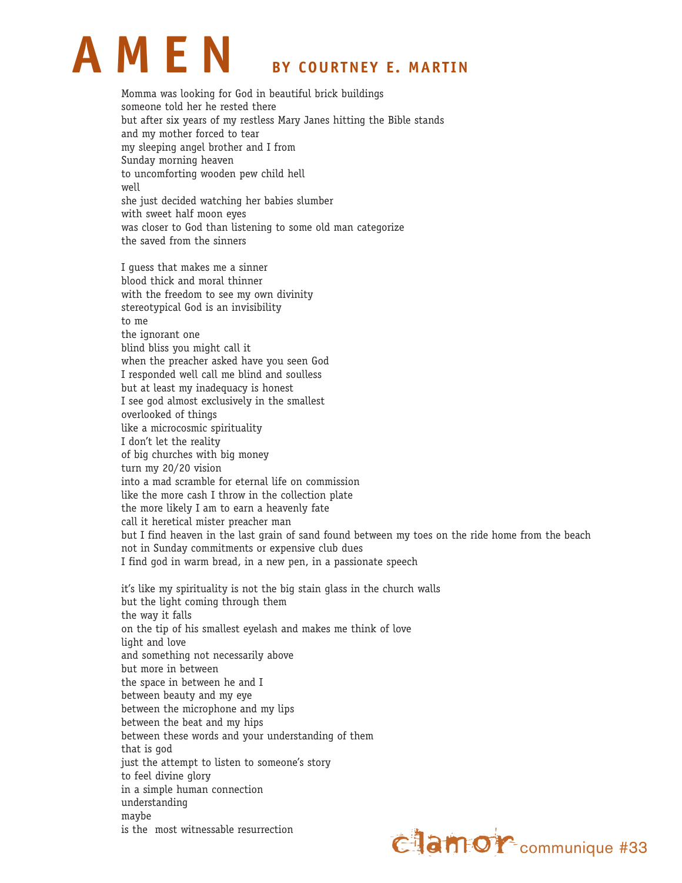# AMEN

## BY COURTNEY E. MARTIN

Momma was looking for God in beautiful brick buildings  
someone told her he rested there  
but after six years of my restless Mary Janes hitting the Bible stands  
and my mother forced to tear  
my sleeping angel brother and I from  
Sunday morning heaven  
to uncomforting wooden pew child hell  
well  
she just decided watching her babies slumber  
with sweet half moon eyes  
was closer to God than listening to some old man categorize  
the saved from the sinners

I guess that makes me a sinner  
blood thick and moral thinner  
with the freedom to see my own divinity  
stereotypical God is an invisibility  
to me  
the ignorant one  
blind bliss you might call it  
when the preacher asked have you seen God  
I responded well call me blind and soulless  
but at least my inadequacy is honest  
I see god almost exclusively in the smallest  
overlooked of things  
like a microcosmic spirituality  
I don't let the reality  
of big churches with big money  
turn my 20/20 vision  
into a mad scramble for eternal life on commission  
like the more cash I throw in the collection plate  
the more likely I am to earn a heavenly fate  
call it heretical mister preacher man  
but I find heaven in the last grain of sand found between my toes on the ride home from the beach  
not in Sunday commitments or expensive club dues  
I find god in warm bread, in a new pen, in a passionate speech

it's like my spirituality is not the big stain glass in the church walls  
but the light coming through them  
the way it falls  
on the tip of his smallest eyelash and makes me think of love  
light and love  
and something not necessarily above  
but more in between  
the space in between he and I  
between beauty and my eye  
between the microphone and my lips  
between the beat and my hips  
between these words and your understanding of them  
that is god  
just the attempt to listen to someone's story  
to feel divine glory  
in a simple human connection  
understanding  
maybe  
is the most witnessable resurrection

clamor communique #33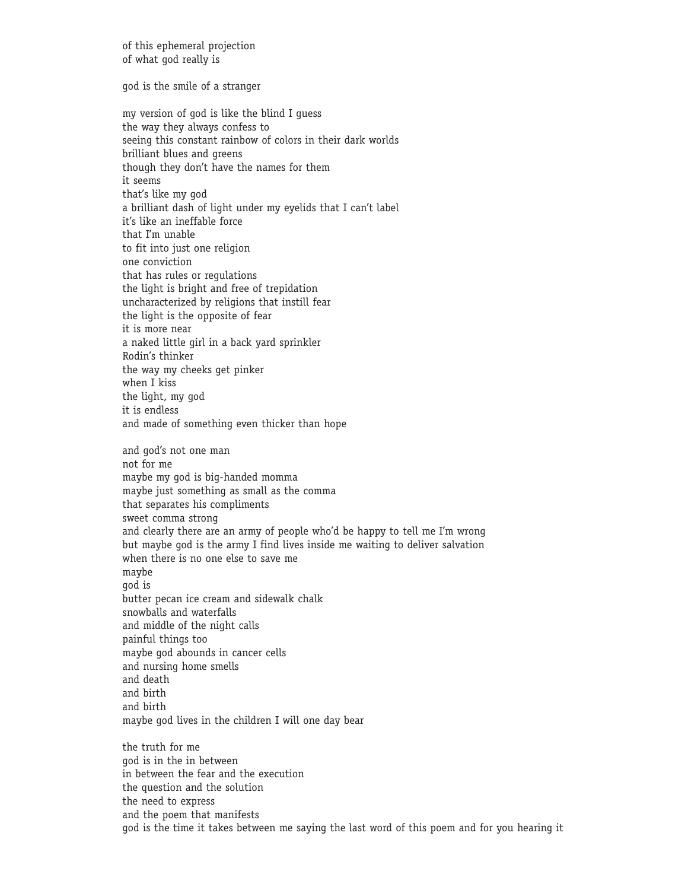of this ephemeral projection
of what god really is

god is the smile of a stranger

my version of god is like the blind I guess
the way they always confess to
seeing this constant rainbow of colors in their dark worlds
brilliant blues and greens
though they don't have the names for them
it seems
that's like my god
a brilliant dash of light under my eyelids that I can't label
it's like an ineffable force
that I'm unable
to fit into just one religion
one conviction
that has rules or regulations
the light is bright and free of trepidation
uncharacterized by religions that instill fear
the light is the opposite of fear
it is more near
a naked little girl in a back yard sprinkler
Rodin's thinker
the way my cheeks get pinker
when I kiss
the light, my god
it is endless
and made of something even thicker than hope

and god's not one man
not for me
maybe my god is big-handed momma
maybe just something as small as the comma
that separates his compliments
sweet comma strong
and clearly there are an army of people who'd be happy to tell me I'm wrong
but maybe god is the army I find lives inside me waiting to deliver salvation
when there is no one else to save me
maybe
god is
butter pecan ice cream and sidewalk chalk
snowballs and waterfalls
and middle of the night calls
painful things too
maybe god abounds in cancer cells
and nursing home smells
and death
and birth
and birth
maybe god lives in the children I will one day bear

the truth for me
god is in the in between
in between the fear and the execution
the question and the solution
the need to express
and the poem that manifests
god is the time it takes between me saying the last word of this poem and for you hearing it